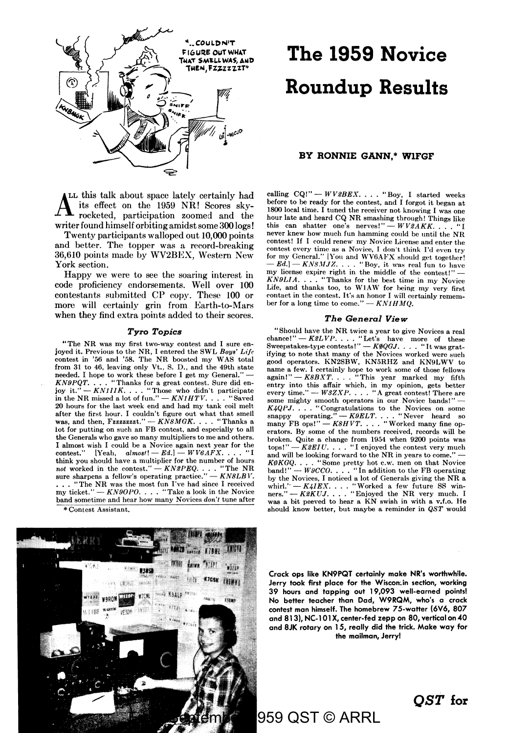# The 1959 Novice Roundup Results

**BY RONNIE GANN,* W1FGF**

ALL this talk about space lately certainly had its effect on the 1959 NR! Scores skyrocketed, participation zoomed and the writer found himself orbiting amidst some 300 logs!

Twenty participants walloped out 10,000 points and better. The topper was a record-breaking 36,610 points made by WV2BEX, Western New York section.

Happy we were to see the soaring interest in code proficiency endorsements. Well over 100 contestants submitted CP copy. These 100 or more will certainly grin from Earth-to-Mars when they find extra points added to their scores.

### *Tyro Topics*

"The NR was my first two-way contest and I sure enjoyed it. Previous to the NR, I entered the SWL *Boys' Life* contest in '56 and '58. The NR boosted my WAS total from 31 to 46, leaving only Vt., S. D., and the 49th state needed. I hope to work these before I get my General." — *KN9PQT*. . . . "Thanks for a great contest. Sure did enjoy it." — *KN1IIK*. . . . "Those who didn't participate in the NR missed a lot of fun." — *KN1HTV*. . . . "Saved 20 hours for the last week end and had my tank coil melt after the first hour. I couldn't figure out what that smell was, and then, Fzzzzzzzt." — *KN8MGK*. . . . "Thanks a lot for putting on such an FB contest, and especially to all the Generals who gave so many multipliers to me and others. I almost wish I could be a Novice again next year for the contest." [Yeah, *almost!* — *Ed.*] — *WV6AFX*. . . . "I think you should have a multiplier for the number of hours *not* worked in the contest." — *KN2PEQ*. . . . "The NR sure sharpens a fellow's operating practice." — *KN8LBV*. . . . "The NR was the most fun I've had since I received my ticket." — *KN9OPO*. . . . "Take a look in the Novice band sometime and hear how many Novices *don't* tune after calling CQ!" — *WV2BEX*. . . . "Boy, I started weeks before to be ready for the contest, and I forgot it began at 1800 local time. I tuned the receiver not knowing I was one hour late and heard CQ NR smashing through! Things like this can shatter one's nerves!" — *WV2AKK*. . . . "I never knew how much fun hamming could be until the NR contest! If I could renew my Novice License and enter the contest every time as a Novice, I don't think I'd even try for my General." [You and WV6AFX should get together! — *Ed.*] — *KN8MJZ*. . . . "Boy, it was real fun to have my license expire right in the middle of the contest!" — *KN9LIA*. . . . "Thanks for the best time in my Novice Life, and thanks too, to W1AW for being my very first contact in the contest. It's an honor I will certainly remember for a long time to come." — *KN1HMQ*.

\* Contest Assistant.

### *The General View*

"Should have the NR twice a year to give Novices a real chance!" — *K2LVP*. . . . "Let's have more of these Sweepstakes-type contests!" — *K0QGJ*. . . . "It was gratifying to note that many of the Novices worked were such good operators. KN2SBW, KN5RHZ and KN9LWV to name a few. I certainly hope to work some of those fellows again!" — *K8BXT*. . . . "This year marked my fifth entry into this affair which, in my opinion, gets better every time." — *W3ZXP*. . . . "A great contest! There are some mighty smooth operators in our Novice bands!" — *K4QPJ*. . . . "Congratulations to the Novices on some snappy operating." — *K9ELT*. . . . "Never heard so many FB ops!" — *K8HVT*. . . . "Worked many fine operators. By some of the numbers received, records will be broken. Quite a change from 1954 when 9200 points was tops!" — *K2EIU*. . . . "I enjoyed the contest very much and will be looking forward to the NR in years to come." — *K0KGQ*. . . . "Some pretty hot c.w. men on that Novice band!" — *W9CCO*. . . . "In addition to the FB operating by the Novices, I noticed a lot of Generals giving the NR a whirl." — *K4IEX*. . . . "Worked a few future SS winners." — *K2KUJ*. . . . "Enjoyed the NR very much. I was a bit peeved to hear a KN swish in with a v.f.o. He should know better, but maybe a reminder in *QST* would

**Crack ops like KN9PQT certainly make NR's worthwhile. Jerry took first place for the Wisconsin section, working 39 hours and tapping out 19,093 well-earned points! No better teacher than Dad, W9RQM, who's a crack contest man himself. The homebrew 75-watter (6V6, 807 and 813), NC-101X, center-fed zepp on 80, vertical on 40 and 8JK rotary on 15, really did the trick. Make way for the mailman, Jerry!**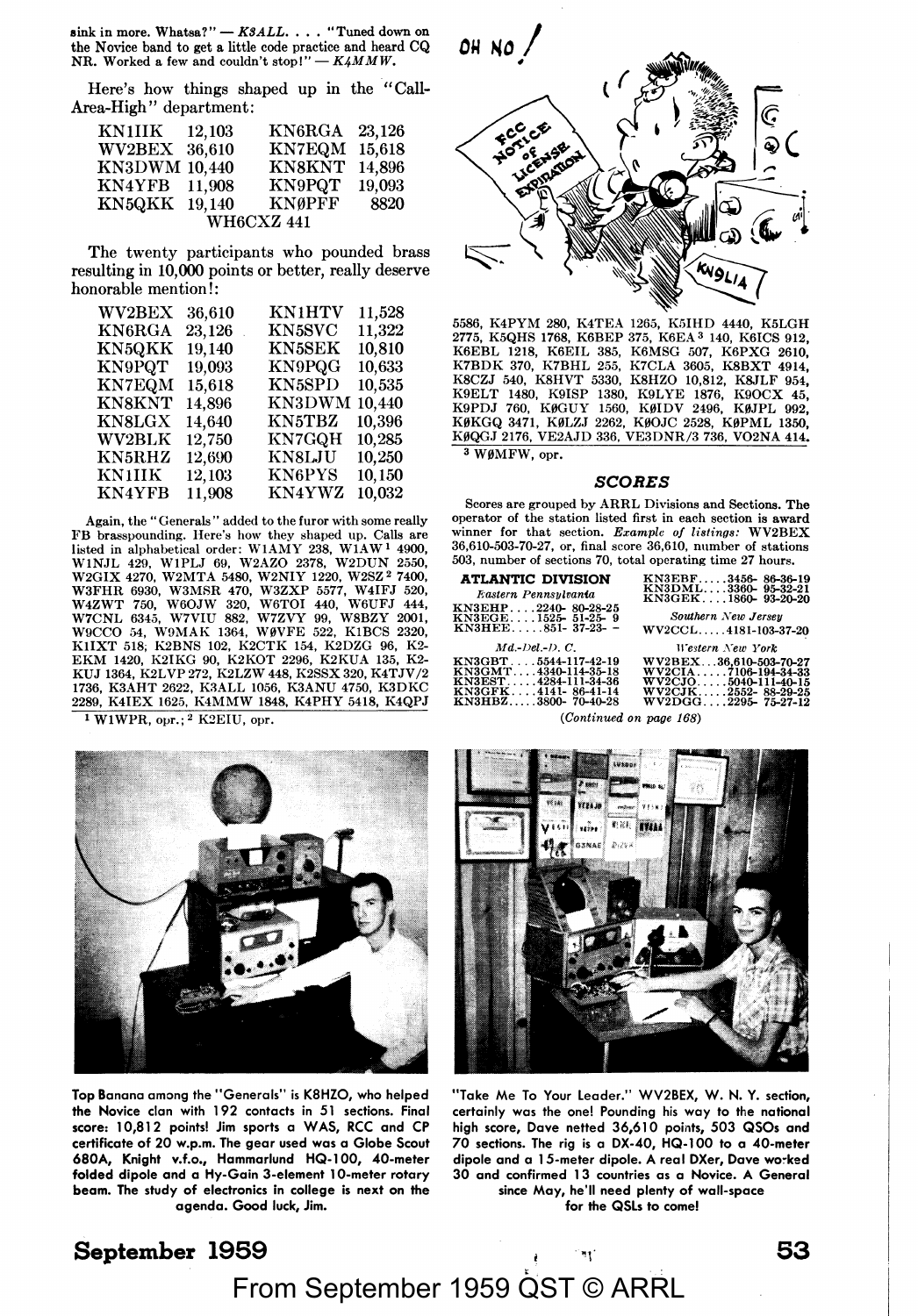sink in more. Whatsa?" — *K3ALL*. . . . "Tuned down on the Novice band to get a little code practice and heard CQ NR. Worked a few and couldn't stop!" — *K4MMW*.

Here's how things shaped up in the "Call-Area-High" department:

| | | | |
|---|---|---|---|
| KN1IIK | 12,103 | KN6RGA | 23,126 |
| WV2BEX | 36,610 | KN7EQM | 15,618 |
| KN3DWM | 10,440 | KN8KNT | 14,896 |
| KN4YFB | 11,908 | KN9PQT | 19,093 |
| KN5QKK | 19,140 | KNØPFF | 8820 |
| WH6CXZ | 441 | | |

The twenty participants who pounded brass resulting in 10,000 points or better, really deserve honorable mention!:

| | | | |
|---|---|---|---|
| WV2BEX | 36,610 | KN1HTV | 11,528 |
| KN6RGA | 23,126 | KN5SVC | 11,322 |
| KN5QKK | 19,140 | KN5SEK | 10,810 |
| KN9PQT | 19,093 | KN9PQG | 10,633 |
| KN7EQM | 15,618 | KN5SPD | 10,535 |
| KN8KNT | 14,896 | KN3DWM | 10,440 |
| KN8LGX | 14,640 | KN5TBZ | 10,396 |
| WV2BLK | 12,750 | KN7GQH | 10,285 |
| KN5RHZ | 12,690 | KN8LJU | 10,250 |
| KN1IIK | 12,103 | KN6PYS | 10,150 |
| KN4YFB | 11,908 | KN4YWZ | 10,032 |

Again, the "Generals" added to the furor with some really FB brasspounding. Here's how they shaped up. Calls are listed in alphabetical order: W1AMY 238, W1AW[1] 4900, W1NJL 429, W1PLJ 69, W2AZO 2378, W2DUN 2550, W2GIX 4270, W2MTA 5480, W2NIY 1220, W2SZ[2] 7400, W3FHR 6930, W3MSR 470, W3ZXP 5577, W4IFJ 520, W4ZWT 750, W6OJW 320, W6TOI 440, W6UFJ 444, W7CNL 6345, W7VIU 882, W7ZVY 99, W8BZY 2001, W9CCO 54, W9MAK 1364, WØVFE 522, K1BCS 2320, K1IXT 518, K2BNS 102, K2CTK 154, K2DZG 96, K2EKM 1420, K2IKG 90, K2KOT 2296, K2KUA 135, K2KUJ 1364, K2LVP 272, K2LZW 448, K2SSX 320, K4TJV/2 1736, K3AHT 2622, K3ALL 1056, K3ANU 4750, K3DKC 2289, K4IEX 1625, K4MMW 1848, K4PHY 5418, K4QPJ 5586, K4PYM 280, K4TEA 1265, K5IHD 4440, K5LGH 2775, K5QHS 1768, K6BEP 375, K6EA[3] 140, K6ICS 912, K6EBL 1218, K6EIL 385, K6MSG 507, K6PXG 2610, K7BDK 370, K7BHL 255, K7CLA 3605, K8BXT 4914, K8CZJ 540, K8HVT 5330, K8HZO 10,812, K8JLF 954, K9ELT 1480, K9ISP 1380, K9LYE 1876, K9OCX 45, K9PDJ 760, KØGUY 1560, KØIDV 2496, KØJPL 992, KØKGQ 3471, KØLZJ 2262, KØOJC 2528, KØPML 1350, KØQGJ 2176, VE2AJD 336, VE3DNR/3 736, VO2NA 414.

[1] W1WPR, opr.; [2] K2EIU, opr.
[3] WØMFW, opr.

### SCORES

Scores are grouped by ARRL Divisions and Sections. The operator of the station listed first in each section is award winner for that section. *Example of listings:* WV2BEX 36,610-503-70-27, or, final score 36,610, number of stations 503, number of sections 70, total operating time 27 hours.

**ATLANTIC DIVISION**

*Eastern Pennsylvania*

KN3EHP....2240- 80-28-25
KN3EGE....1525- 51-25- 9
KN3HEE.....851- 37-23- –

*Md.-Del.-D. C.*

KN3GBT....5544-117-42-19
KN3GMT....4340-114-35-18
KN3EST....4284-111-34-36
KN3GFK....4141- 86-41-14
KN3HBZ....3800- 70-40-28
KN3EBF....3456- 86-36-19
KN3DML....3360- 95-32-21
KN3GEK....1860- 93-20-20

*Southern New Jersey*

WV2CCL.....4181-103-37-20

*Western New York*

WV2BEX...36,610-503-70-27
WV2CIA.....7106-194-34-33
WV2CJO.....5040-111-40-15
WV2CJK.....2552- 88-29-25
WV2DGG.....2295- 75-27-12

(*Continued on page 168*)

Top Banana among the "Generals" is K8HZO, who helped the Novice clan with 192 contacts in 51 sections. Final score: 10,812 points! Jim sports a WAS, RCC and CP certificate of 20 w.p.m. The gear used was a Globe Scout 680A, Knight v.f.o., Hammarlund HQ-100, 40-meter folded dipole and a Hy-Gain 3-element 10-meter rotary beam. The study of electronics in college is next on the agenda. Good luck, Jim.

"Take Me To Your Leader." WV2BEX, W. N. Y. section, certainly was the one! Pounding his way to the national high score, Dave netted 36,610 points, 503 QSOs and 70 sections. The rig is a DX-40, HQ-100 to a 40-meter dipole and a 15-meter dipole. A real DXer, Dave worked 30 and confirmed 13 countries as a Novice. A General since May, he'll need plenty of wall-space for the QSLs to come!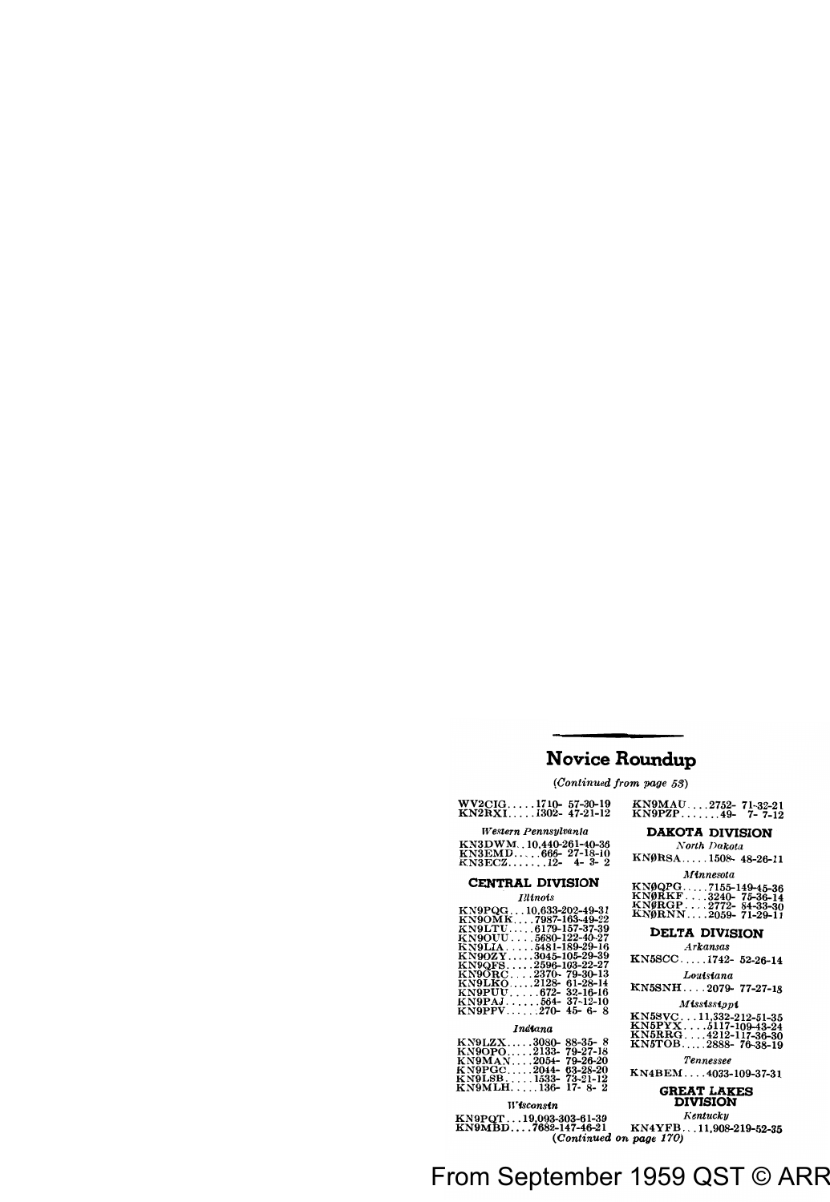## Novice Roundup

*(Continued from page 53)*

WV2CIG.....1710- 57-30-19
KN2RXI.....1302- 47-21-12

*Western Pennsylvania*

KN3DWM..10,440-261-40-36
KN3EMD.....666- 27-18-10
KN3ECZ.......12- 4- 3- 2

### CENTRAL DIVISION

*Illinois*

KN9PQG...10,633-202-49-31
KN9OMK....7987-163-49-22
KN9LTU.....6179-157-37-39
KN9OUU.....5680-122-40-27
KN9LIA......5481-189-29-16
KN9OZY.....3045-105-29-39
KN9QFS.....2596-103-22-27
KN9ORC.....2370- 79-30-13
KN9LKO.....2128- 61-28-14
KN9PUU......672- 32-16-16
KN9PAJ......564- 37-12-10
KN9PPV......270- 45- 6- 8

*Indiana*

KN9LZX.....3080- 88-35- 8
KN9OPO.....2133- 79-27-18
KN9MAN....2054- 79-26-20
KN9PGC.....2044- 63-28-20
KN9LSB......1533- 73-21-12
KN9MLH......136- 17- 8- 2

*Wisconsin*

KN9PQT...19,093-303-61-39
KN9MBD....7682-147-46-21
KN9MAU....2752- 71-32-21
KN9PZP.......49- 7- 7-12

### DAKOTA DIVISION

*North Dakota*

KNØRSA.....1508- 48-26-11

*Minnesota*

KNØQPG.....7155-149-45-36
KNØRKF.....3240- 75-36-14
KNØRGP.....2772- 84-33-30
KNØRNN....2059- 71-29-11

### DELTA DIVISION

*Arkansas*

KN5SCC.....1742- 52-26-14

*Louisiana*

KN5SNH....2079- 77-27-18

*Mississippi*

KN5SVC...11,332-212-51-35
KN5PYX.....5117-109-43-24
KN5RRG....4212-117-36-30
KN5TOB.....2888- 76-38-19

*Tennessee*

KN4BEM....4033-109-37-31

### GREAT LAKES DIVISION

*Kentucky*

KN4YFB...11,908-219-52-35

*(Continued on page 170)*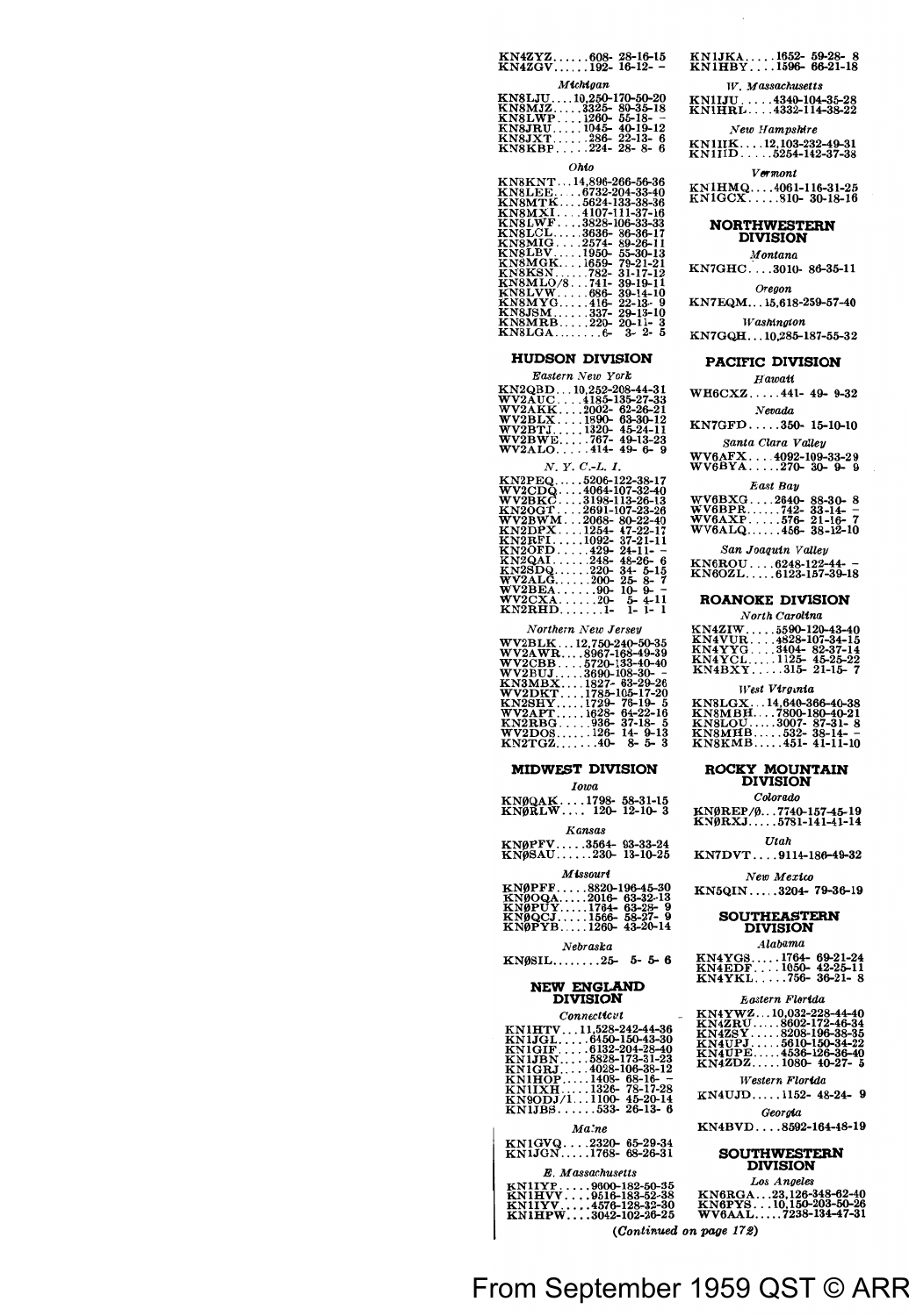KN4ZYZ......608- 28-16-15
KN4ZGV......192- 16-12- –

*Michigan*

KN8LJU....10,250-170-50-20
KN8MJZ......3325- 80-35-18
KN8LWP......1260- 55-18- –
KN8JRU......1045- 40-19-12
KN8JXT......286- 22-13- 6
KN8KBP......224- 28- 8- 6

*Ohio*

KN8KNT...14,896-266-56-36
KN8LEE.....6732-204-33-40
KN8MTK.....5624-133-38-36
KN8MXI.....4107-111-37-16
KN8LWF.....3828-106-33-33
KN8LCL.....3636- 86-36-17
KN8MIG.....2574- 89-26-11
KN8LBV.....1950- 55-30-13
KN8MGK.....1659- 79-21-21
KN8KSN......782- 31-17-12
KN8MLO/8...741- 39-19-11
KN8LVW......686- 39-14-10
KN8MYG......416- 22-13- 9
KN8JSM......337- 29-13-10
KN8MRB......220- 20-11- 3
KN8LGA........6- 3- 2- 5

## HUDSON DIVISION

*Eastern New York*

KN2QBD...10,252-208-44-31
WV2AUC.....4185-135-27-33
WV2AKK.....2002- 62-26-21
WV2BLX.....1890- 63-30-12
WV2BTJ.....1320- 45-24-11
WV2BWE......767- 49-13-23
WV2ALO......414- 49- 6- 9

*N. Y. C.-L. I.*

KN2PEQ.....5206-122-38-17
WV2CDQ.....4064-107-32-40
WV2BKC.....3198-113-26-13
KN2OGT.....2691-107-23-26
WV2BWM.....2068- 80-22-40
KN2DPX.....1254- 47-22-17
KN2RFI.....1092- 37-21-11
KN2OFD......429- 24-11- –
KN2QAI......248- 48-26- 6
KN2SDQ......220- 34- 5-15
WV2ALG......200- 25- 8- 7
WV2BEA.......90- 10- 9- –
WV2CXA.......20- 5- 4-11
KN2RHD........1- 1- 1- 1

*Northern New Jersey*

WV2BLK...12,750-240-50-35
WV2AWR....8967-168-49-39
WV2CBB....5720-133-40-40
WV2BUJ....3690-108-30- –
KN3MBX....1827- 63-29-26
WV2DKT....1785-105-17-20
KN2SHY....1729- 78-19- 5
WV2APT....1628- 64-22-16
KN2RBG.....936- 37-18- 5
WV2DOS.....126- 14- 9-13
KN2TGZ......40- 8- 5- 3

## MIDWEST DIVISION

*Iowa*

KNØQAK....1798- 58-31-15
KNØRLW.... 120- 12-10- 3

*Kansas*

KNØPFV.....3564- 93-33-24
KNØSAU......230- 13-10-25

*Missouri*

KNØPFF.....8820-196-45-30
KNØOQA.....2016- 63-32-13
KNØPUY.....1764- 63-28- 9
KNØQCJ.....1566- 58-27- 9
KNØPYB.....1260- 43-20-14

*Nebraska*

KNØSIL........25- 5- 5- 6

## NEW ENGLAND DIVISION

*Connecticut*

KN1HTV...11,528-242-44-36
KN1JGL.....6450-150-43-30
KN1GIF.....6132-204-28-40
KN1JBN.....5828-173-31-23
KN1GRJ.....4028-106-38-12
KN1HOP.....1408- 68-16- –
KN1IXH.....1326- 78-17-28
KN9ODJ/1...1100- 45-20-14
KN1JBS......533- 26-13- 6

*Maine*

KN1GVQ.....2320- 65-29-34
KN1JGN.....1768- 68-26-31

*E. Massachusetts*

KN1IYP.....9600-182-50-35
KN1HVV.....9516-183-52-38
KN1IYV.....4576-128-32-30
KN1HPW.....3042-102-26-25

KN1JKA.....1652- 59-28- 8
KN1HBY.....1596- 66-21-18

*W. Massachusetts*

KN1IJU.....4340-104-35-28
KN1HRL.....4332-114-38-22

*New Hampshire*

KN1IIK....12,103-232-49-31
KN1IID.....5254-142-37-38

*Vermont*

KN1HMQ.....4061-116-31-25
KN1GCX......810- 30-18-16

## NORTHWESTERN DIVISION

*Montana*

KN7GHC.....3010- 86-35-11

*Oregon*

KN7EQM...15,618-259-57-40

*Washington*

KN7GQH...10,285-187-55-32

## PACIFIC DIVISION

*Hawaii*

WH6CXZ......441- 49- 9-32

*Nevada*

KN7GFD......350- 15-10-10

*Santa Clara Valley*

WV6AFX.....4092-109-33-29
WV6BYA......270- 30- 9- 9

*East Bay*

WV6BXG.....2640- 88-30- 8
WV6BPR......742- 33-14- –
WV6AXP......576- 21-16- 7
WV6ALQ......456- 38-12-10

*San Joaquin Valley*

KN6ROU.....6248-122-44- –
KN6OZL.....6123-157-39-18

## ROANOKE DIVISION

*North Carolina*

KN4ZIW.....5590-120-43-40
KN4VUR.....4828-107-34-15
KN4YYG.....3404- 82-37-14
KN4YCL.....1125- 45-25-22
KN4BXY......315- 21-15- 7

*West Virginia*

KN8LGX...14,640-366-40-38
KN8MBH.....7800-180-40-21
KN8LOU.....3007- 87-31- 8
KN8MHB......532- 38-14- –
KN8KMB......451- 41-11-10

## ROCKY MOUNTAIN DIVISION

*Colorado*

KNØREP/Ø...7740-157-45-19
KNØRXJ.....5781-141-41-14

*Utah*

KN7DVT.....9114-186-49-32

*New Mexico*

KN5QIN.....3204- 79-36-19

## SOUTHEASTERN DIVISION

*Alabama*

KN4YGS.....1764- 69-21-24
KN4EDF.....1050- 42-25-11
KN4YKL......756- 36-21- 8

*Eastern Florida*

KN4YWZ...10,032-228-44-40
KN4ZRU.....8602-172-46-34
KN4ZSY.....8208-196-38-35
KN4UPJ.....5610-150-34-22
KN4UPE.....4536-126-36-40
KN4ZDZ.....1080- 40-27- 5

*Western Florida*

KN4UJD.....1152- 48-24- 9

*Georgia*

KN4BVD.....8592-164-48-19

## SOUTHWESTERN DIVISION

*Los Angeles*

KN6RGA...23,126-348-62-40
KN6PYS...10,150-203-50-26
WV6AAL.....7238-134-47-31

*(Continued on page 172)*

From September 1959 QST © ARRL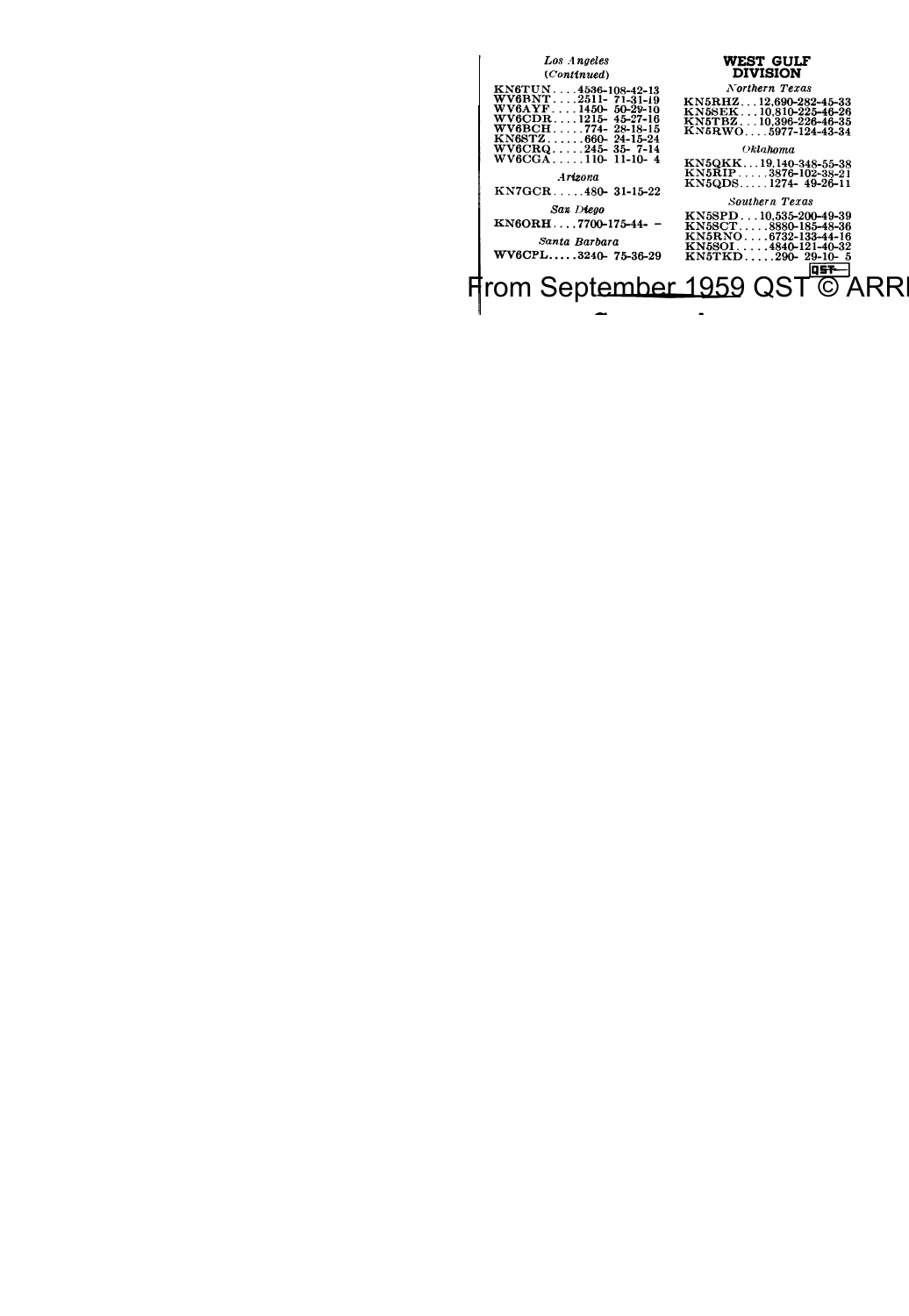*Los Angeles*
*(Continued)*

KN6TUN....4536-108-42-13
WV6BNT....2511- 71-31-19
WV6AYF....1450- 50-29-10
WV6CDR....1215- 45-27-16
WV6BCH.....774- 28-18-15
KN6STZ......660- 24-15-24
WV6CRQ.....245- 35- 7-14
WV6CGA.....110- 11-10- 4

*Arizona*

KN7GCR.....480- 31-15-22

*San Diego*

KN6ORH....7700-175-44- –

*Santa Barbara*

WV6CPL.....3240- 75-36-29

## WEST GULF DIVISION

*Northern Texas*

KN5RHZ...12,690-282-45-33
KN5SEK...10,810-225-46-26
KN5TBZ...10,396-226-46-35
KN5RWO....5977-124-43-34

*Oklahoma*

KN5QKK...19,140-348-55-38
KN5RIP.....3876-102-38-21
KN5QDS.....1274- 49-26-11

*Southern Texas*

KN5SPD...10,535-200-49-39
KN5SCT.....8880-185-48-36
KN5RNO....6732-133-44-16
KN5SOI.....4840-121-40-32
KN5TKD.....290- 29-10- 5

From September 1959 QST © ARRL